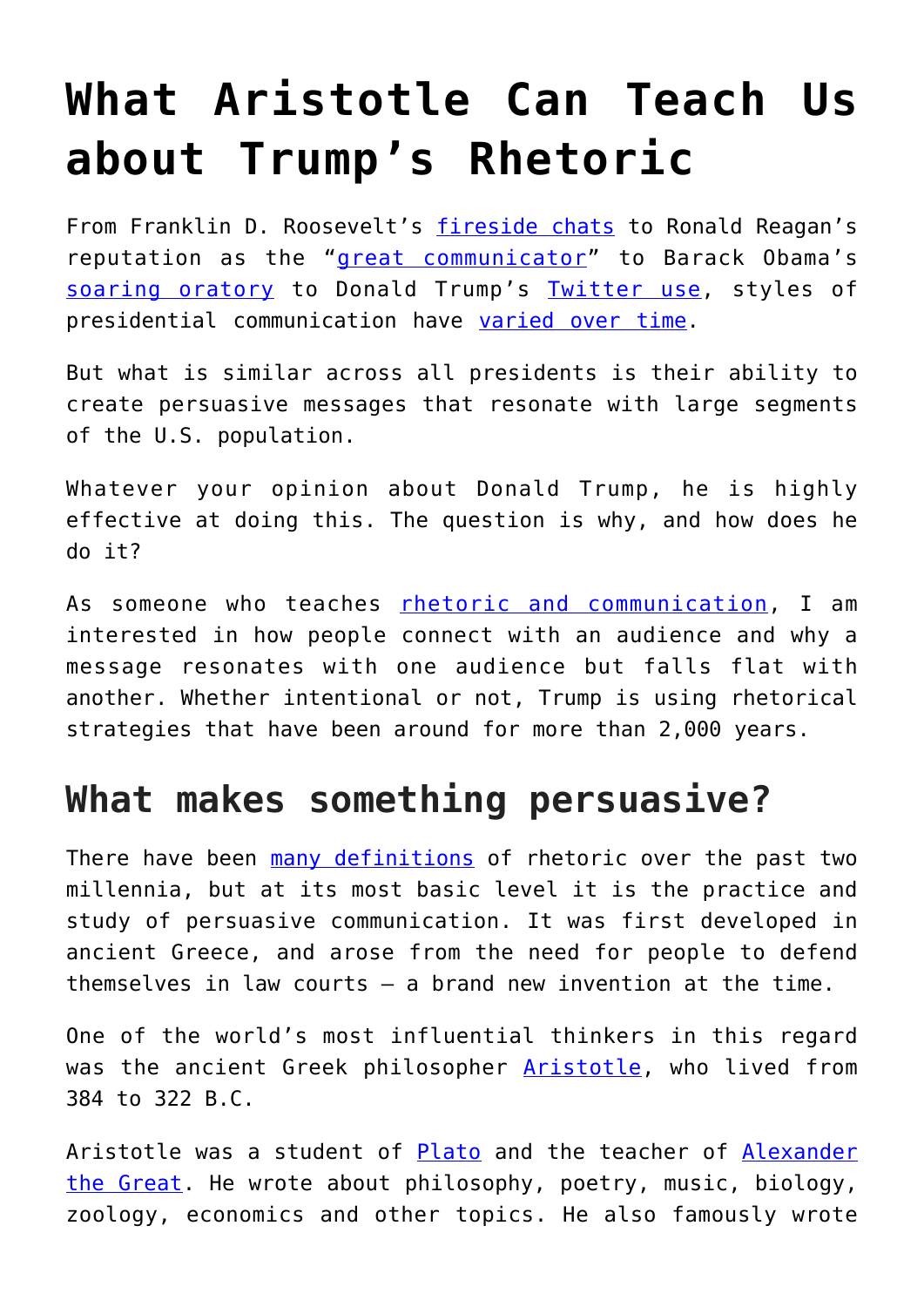# What Aristotle Can Teach Us about Trump's Rhetoric

From Franklin D. Roosevelt's fireside chats to Ronald Reagan's reputation as the "great communicator" to Barack Obama's soaring oratory to Donald Trump's Twitter use, styles of presidential communication have varied over time.

But what is similar across all presidents is their ability to create persuasive messages that resonate with large segments of the U.S. population.

Whatever your opinion about Donald Trump, he is highly effective at doing this. The question is why, and how does he do it?

As someone who teaches rhetoric and communication, I am interested in how people connect with an audience and why a message resonates with one audience but falls flat with another. Whether intentional or not, Trump is using rhetorical strategies that have been around for more than 2,000 years.

## What makes something persuasive?

There have been many definitions of rhetoric over the past two millennia, but at its most basic level it is the practice and study of persuasive communication. It was first developed in ancient Greece, and arose from the need for people to defend themselves in law courts – a brand new invention at the time.

One of the world's most influential thinkers in this regard was the ancient Greek philosopher Aristotle, who lived from 384 to 322 B.C.

Aristotle was a student of Plato and the teacher of Alexander the Great. He wrote about philosophy, poetry, music, biology, zoology, economics and other topics. He also famously wrote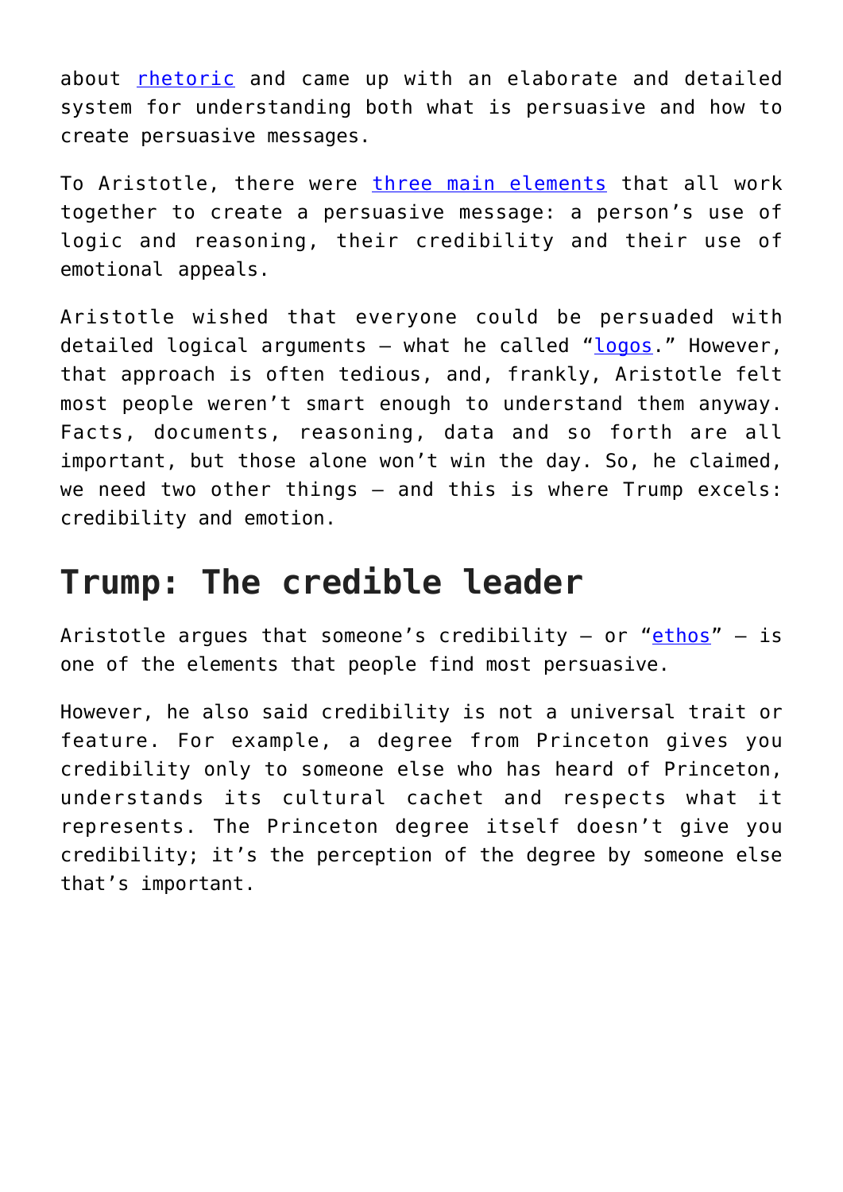about rhetoric and came up with an elaborate and detailed system for understanding both what is persuasive and how to create persuasive messages.

To Aristotle, there were three main elements that all work together to create a persuasive message: a person's use of logic and reasoning, their credibility and their use of emotional appeals.

Aristotle wished that everyone could be persuaded with detailed logical arguments – what he called "logos." However, that approach is often tedious, and, frankly, Aristotle felt most people weren't smart enough to understand them anyway. Facts, documents, reasoning, data and so forth are all important, but those alone won't win the day. So, he claimed, we need two other things – and this is where Trump excels: credibility and emotion.

## Trump: The credible leader

Aristotle argues that someone's credibility – or "ethos" – is one of the elements that people find most persuasive.

However, he also said credibility is not a universal trait or feature. For example, a degree from Princeton gives you credibility only to someone else who has heard of Princeton, understands its cultural cachet and respects what it represents. The Princeton degree itself doesn't give you credibility; it's the perception of the degree by someone else that's important.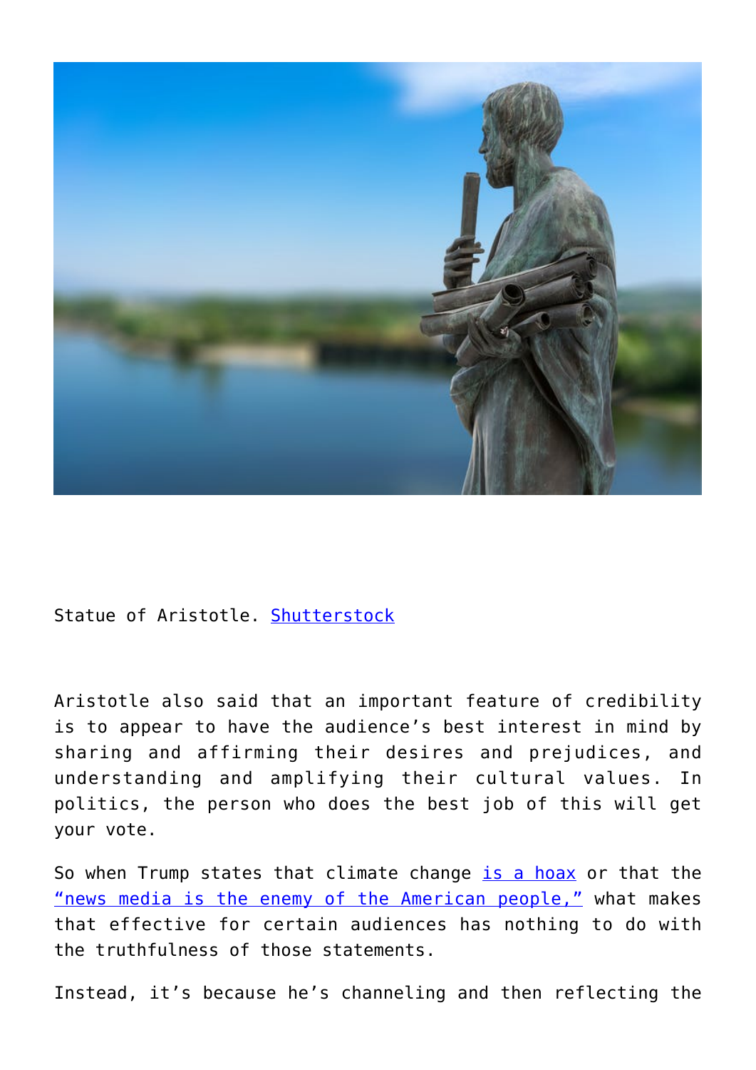Statue of Aristotle. [Shutterstock](Shutterstock)

Aristotle also said that an important feature of credibility is to appear to have the audience's best interest in mind by sharing and affirming their desires and prejudices, and understanding and amplifying their cultural values. In politics, the person who does the best job of this will get your vote.

So when Trump states that climate change is a hoax or that the "news media is the enemy of the American people," what makes that effective for certain audiences has nothing to do with the truthfulness of those statements.

Instead, it's because he's channeling and then reflecting the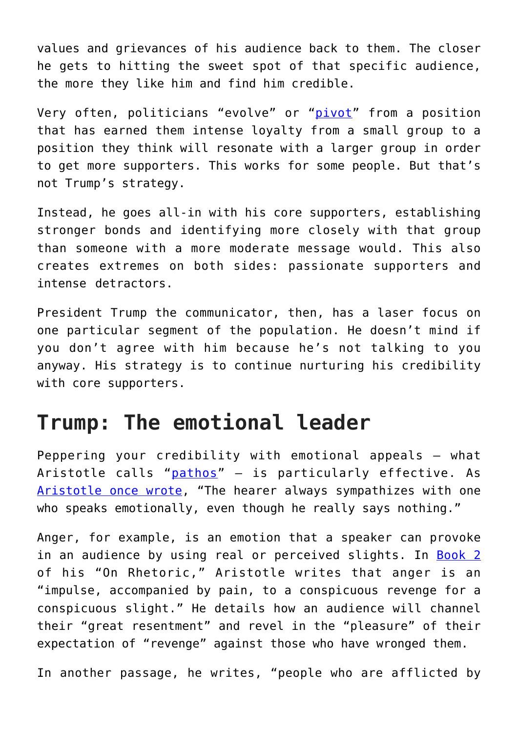values and grievances of his audience back to them. The closer he gets to hitting the sweet spot of that specific audience, the more they like him and find him credible.

Very often, politicians "evolve" or "pivot" from a position that has earned them intense loyalty from a small group to a position they think will resonate with a larger group in order to get more supporters. This works for some people. But that's not Trump's strategy.

Instead, he goes all-in with his core supporters, establishing stronger bonds and identifying more closely with that group than someone with a more moderate message would. This also creates extremes on both sides: passionate supporters and intense detractors.

President Trump the communicator, then, has a laser focus on one particular segment of the population. He doesn't mind if you don't agree with him because he's not talking to you anyway. His strategy is to continue nurturing his credibility with core supporters.

## Trump: The emotional leader

Peppering your credibility with emotional appeals – what Aristotle calls "pathos" – is particularly effective. As Aristotle once wrote, "The hearer always sympathizes with one who speaks emotionally, even though he really says nothing."

Anger, for example, is an emotion that a speaker can provoke in an audience by using real or perceived slights. In Book 2 of his "On Rhetoric," Aristotle writes that anger is an "impulse, accompanied by pain, to a conspicuous revenge for a conspicuous slight." He details how an audience will channel their "great resentment" and revel in the "pleasure" of their expectation of "revenge" against those who have wronged them.

In another passage, he writes, "people who are afflicted by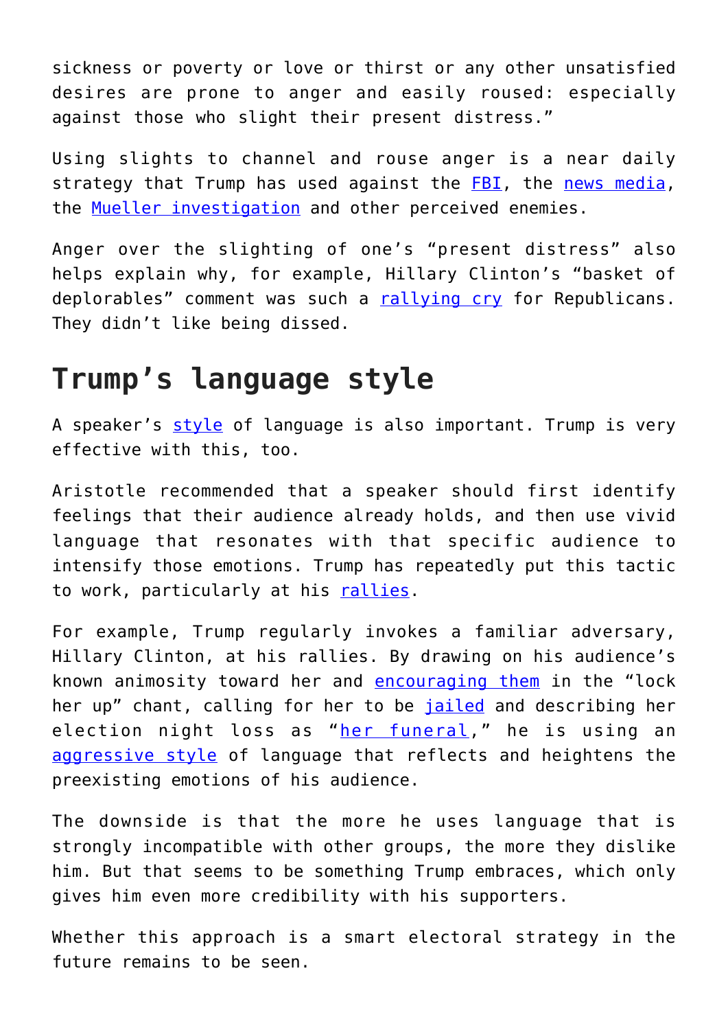sickness or poverty or love or thirst or any other unsatisfied desires are prone to anger and easily roused: especially against those who slight their present distress."

Using slights to channel and rouse anger is a near daily strategy that Trump has used against the FBI, the news media, the Mueller investigation and other perceived enemies.

Anger over the slighting of one's "present distress" also helps explain why, for example, Hillary Clinton's "basket of deplorables" comment was such a rallying cry for Republicans. They didn't like being dissed.

## Trump's language style

A speaker's style of language is also important. Trump is very effective with this, too.

Aristotle recommended that a speaker should first identify feelings that their audience already holds, and then use vivid language that resonates with that specific audience to intensify those emotions. Trump has repeatedly put this tactic to work, particularly at his rallies.

For example, Trump regularly invokes a familiar adversary, Hillary Clinton, at his rallies. By drawing on his audience's known animosity toward her and encouraging them in the "lock her up" chant, calling for her to be jailed and describing her election night loss as "her funeral," he is using an aggressive style of language that reflects and heightens the preexisting emotions of his audience.

The downside is that the more he uses language that is strongly incompatible with other groups, the more they dislike him. But that seems to be something Trump embraces, which only gives him even more credibility with his supporters.

Whether this approach is a smart electoral strategy in the future remains to be seen.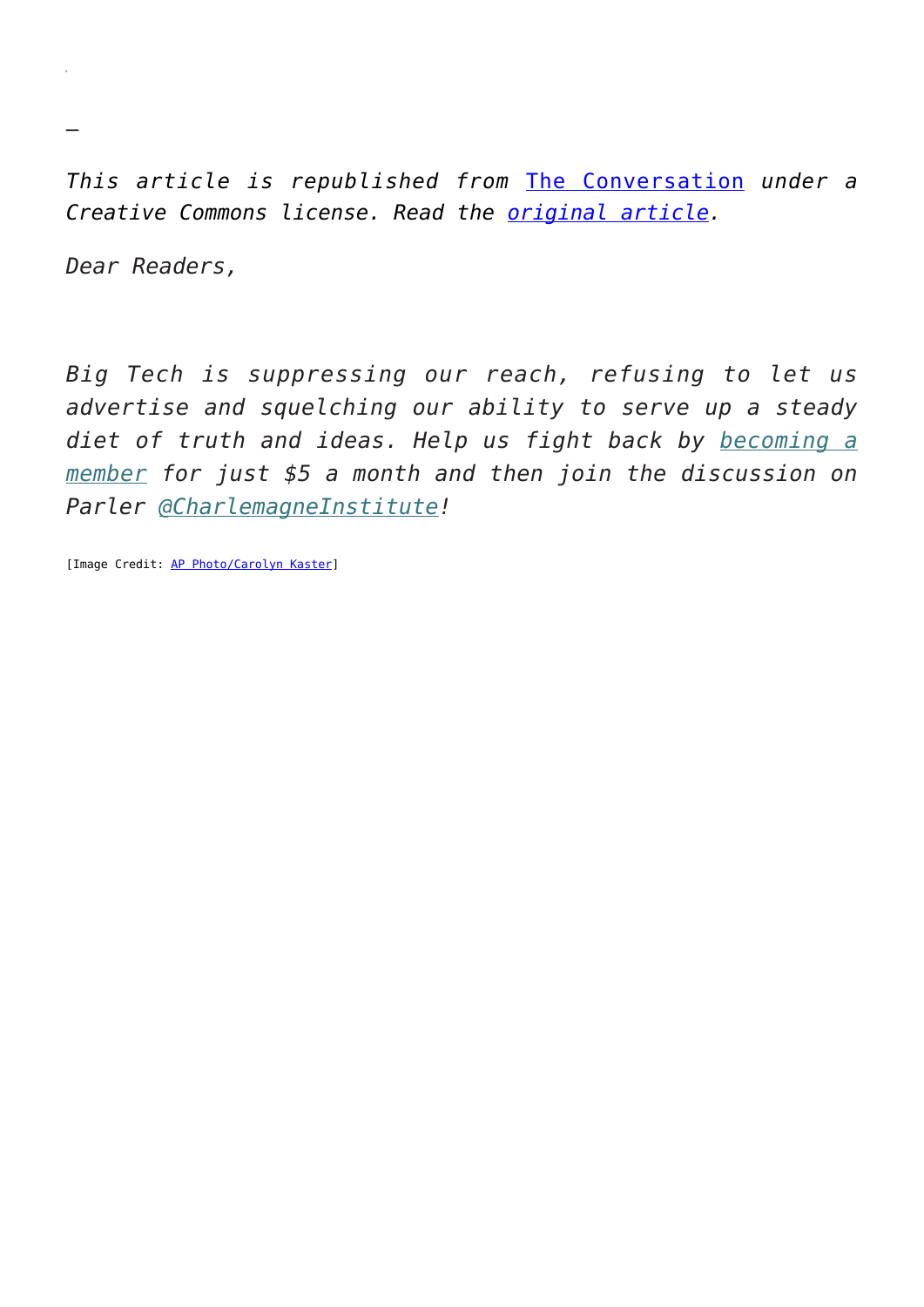—

*This article is republished from [The Conversation](https://theconversation.com) under a Creative Commons license. Read the [original article](https://theconversation.com).*

*Dear Readers,*

*Big Tech is suppressing our reach, refusing to let us advertise and squelching our ability to serve up a steady diet of truth and ideas. Help us fight back by [becoming a member](#) for just $5 a month and then join the discussion on Parler [@CharlemagneInstitute](#)!*

[Image Credit: [AP Photo/Carolyn Kaster](#)]